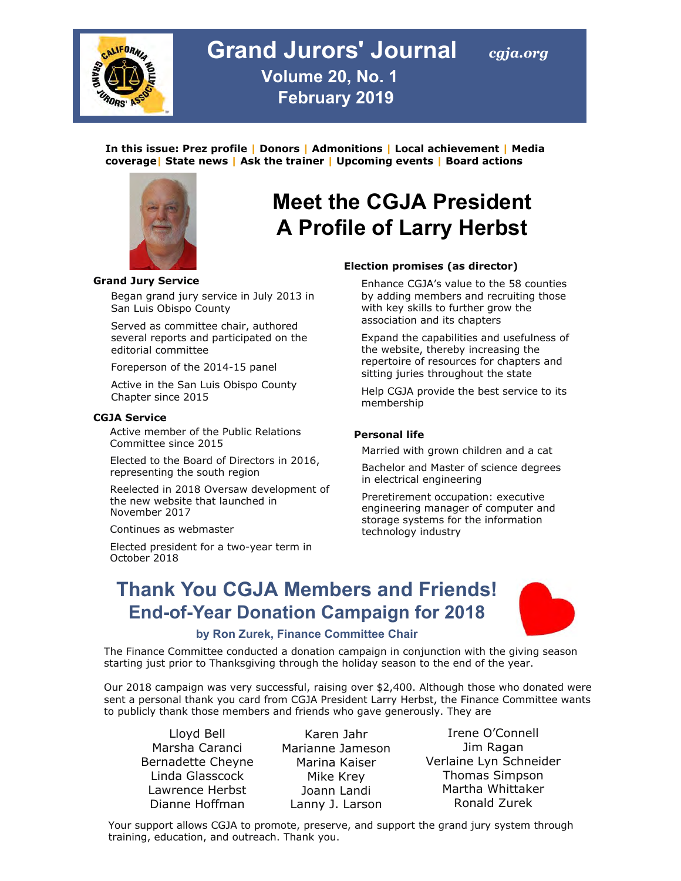# Grand Jurors' Journal

*cgja.org*

## Volume 20, No. 1
## February 2019

**In this issue: Prez profile | Donors | Admonitions | Local achievement | Media coverage | State news | Ask the trainer | Upcoming events | Board actions**

# Meet the CGJA President
# A Profile of Larry Herbst

### Grand Jury Service

Began grand jury service in July 2013 in San Luis Obispo County

Served as committee chair, authored several reports and participated on the editorial committee

Foreperson of the 2014-15 panel

Active in the San Luis Obispo County Chapter since 2015

### CGJA Service

Active member of the Public Relations Committee since 2015

Elected to the Board of Directors in 2016, representing the south region

Reelected in 2018 Oversaw development of the new website that launched in November 2017

Continues as webmaster

Elected president for a two-year term in October 2018

### Election promises (as director)

Enhance CGJA's value to the 58 counties by adding members and recruiting those with key skills to further grow the association and its chapters

Expand the capabilities and usefulness of the website, thereby increasing the repertoire of resources for chapters and sitting juries throughout the state

Help CGJA provide the best service to its membership

### Personal life

Married with grown children and a cat

Bachelor and Master of science degrees in electrical engineering

Preretirement occupation: executive engineering manager of computer and storage systems for the information technology industry

# Thank You CGJA Members and Friends!
## End-of-Year Donation Campaign for 2018

**by Ron Zurek, Finance Committee Chair**

The Finance Committee conducted a donation campaign in conjunction with the giving season starting just prior to Thanksgiving through the holiday season to the end of the year.

Our 2018 campaign was very successful, raising over $2,400. Although those who donated were sent a personal thank you card from CGJA President Larry Herbst, the Finance Committee wants to publicly thank those members and friends who gave generously. They are

Lloyd Bell
Marsha Caranci
Bernadette Cheyne
Linda Glasscock
Lawrence Herbst
Dianne Hoffman
Karen Jahr
Marianne Jameson
Marina Kaiser
Mike Krey
Joann Landi
Lanny J. Larson
Irene O'Connell
Jim Ragan
Verlaine Lyn Schneider
Thomas Simpson
Martha Whittaker
Ronald Zurek

Your support allows CGJA to promote, preserve, and support the grand jury system through training, education, and outreach. Thank you.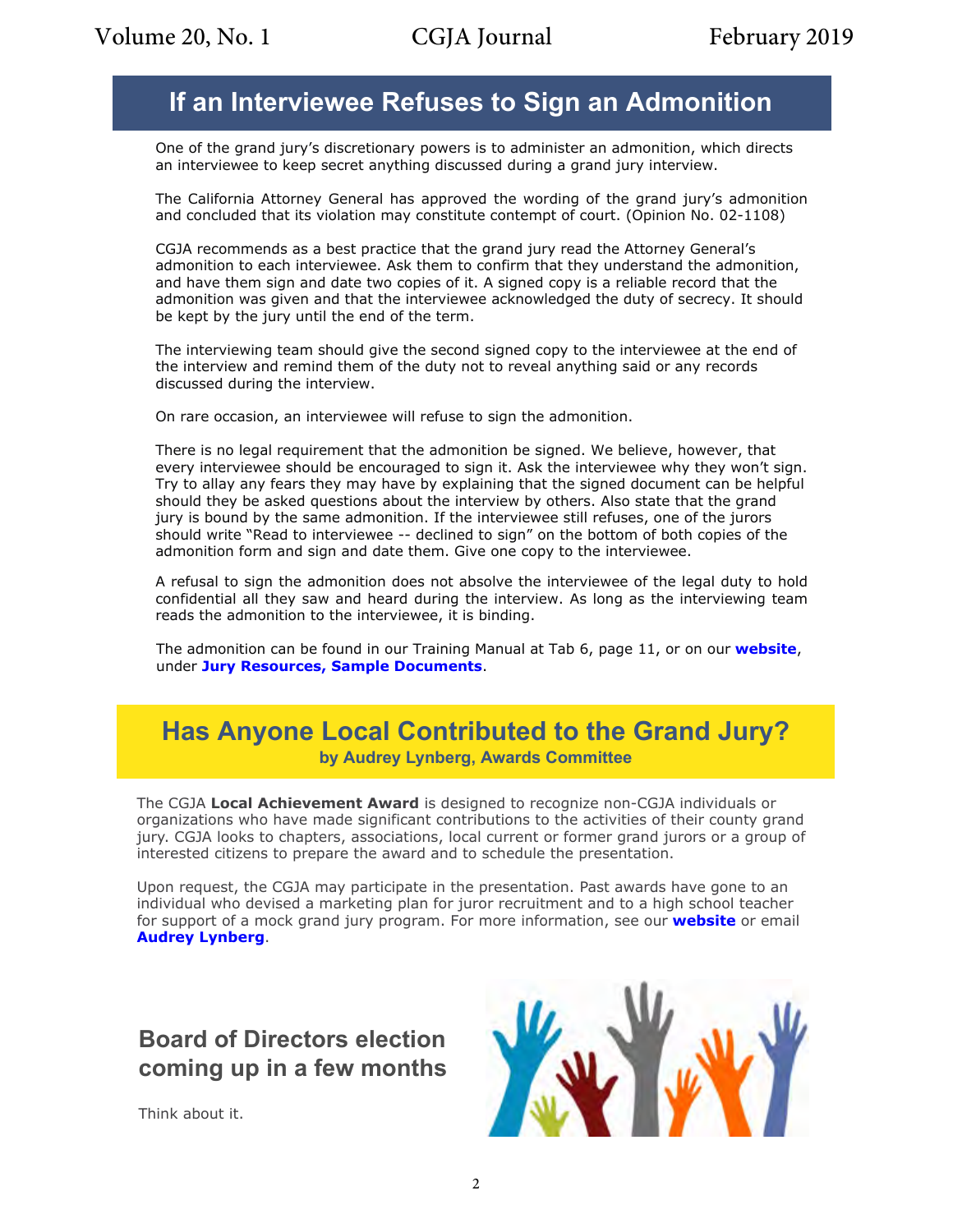## If an Interviewee Refuses to Sign an Admonition

One of the grand jury's discretionary powers is to administer an admonition, which directs an interviewee to keep secret anything discussed during a grand jury interview.

The California Attorney General has approved the wording of the grand jury's admonition and concluded that its violation may constitute contempt of court. (Opinion No. 02-1108)

CGJA recommends as a best practice that the grand jury read the Attorney General's admonition to each interviewee. Ask them to confirm that they understand the admonition, and have them sign and date two copies of it. A signed copy is a reliable record that the admonition was given and that the interviewee acknowledged the duty of secrecy. It should be kept by the jury until the end of the term.

The interviewing team should give the second signed copy to the interviewee at the end of the interview and remind them of the duty not to reveal anything said or any records discussed during the interview.

On rare occasion, an interviewee will refuse to sign the admonition.

There is no legal requirement that the admonition be signed. We believe, however, that every interviewee should be encouraged to sign it. Ask the interviewee why they won't sign. Try to allay any fears they may have by explaining that the signed document can be helpful should they be asked questions about the interview by others. Also state that the grand jury is bound by the same admonition. If the interviewee still refuses, one of the jurors should write "Read to interviewee -- declined to sign" on the bottom of both copies of the admonition form and sign and date them. Give one copy to the interviewee.

A refusal to sign the admonition does not absolve the interviewee of the legal duty to hold confidential all they saw and heard during the interview. As long as the interviewing team reads the admonition to the interviewee, it is binding.

The admonition can be found in our Training Manual at Tab 6, page 11, or on our **website**, under **Jury Resources, Sample Documents**.

## Has Anyone Local Contributed to the Grand Jury?

**by Audrey Lynberg, Awards Committee**

The CGJA **Local Achievement Award** is designed to recognize non-CGJA individuals or organizations who have made significant contributions to the activities of their county grand jury. CGJA looks to chapters, associations, local current or former grand jurors or a group of interested citizens to prepare the award and to schedule the presentation.

Upon request, the CGJA may participate in the presentation. Past awards have gone to an individual who devised a marketing plan for juror recruitment and to a high school teacher for support of a mock grand jury program. For more information, see our **website** or email **Audrey Lynberg**.

## Board of Directors election coming up in a few months

Think about it.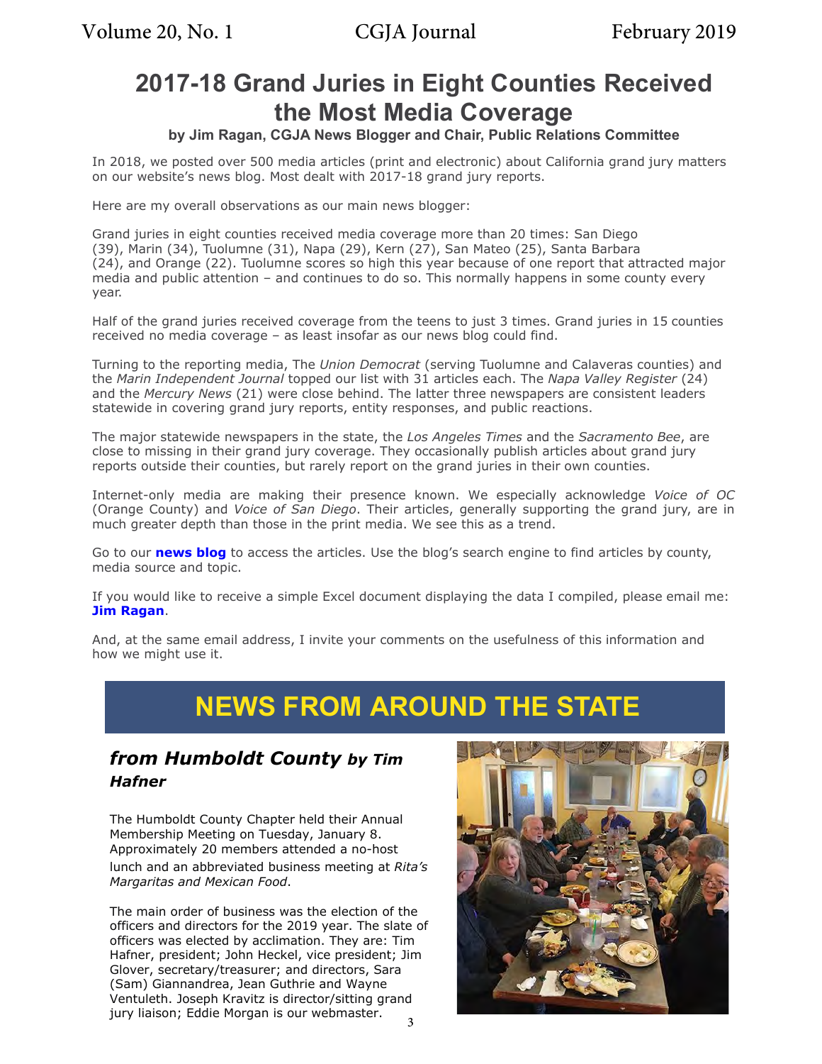# 2017-18 Grand Juries in Eight Counties Received the Most Media Coverage

**by Jim Ragan, CGJA News Blogger and Chair, Public Relations Committee**

In 2018, we posted over 500 media articles (print and electronic) about California grand jury matters on our website's news blog. Most dealt with 2017-18 grand jury reports.

Here are my overall observations as our main news blogger:

Grand juries in eight counties received media coverage more than 20 times: San Diego (39), Marin (34), Tuolumne (31), Napa (29), Kern (27), San Mateo (25), Santa Barbara (24), and Orange (22). Tuolumne scores so high this year because of one report that attracted major media and public attention – and continues to do so. This normally happens in some county every year.

Half of the grand juries received coverage from the teens to just 3 times. Grand juries in 15 counties received no media coverage – as least insofar as our news blog could find.

Turning to the reporting media, The *Union Democrat* (serving Tuolumne and Calaveras counties) and the *Marin Independent Journal* topped our list with 31 articles each. The *Napa Valley Register* (24) and the *Mercury News* (21) were close behind. The latter three newspapers are consistent leaders statewide in covering grand jury reports, entity responses, and public reactions.

The major statewide newspapers in the state, the *Los Angeles Times* and the *Sacramento Bee*, are close to missing in their grand jury coverage. They occasionally publish articles about grand jury reports outside their counties, but rarely report on the grand juries in their own counties.

Internet-only media are making their presence known. We especially acknowledge *Voice of OC* (Orange County) and *Voice of San Diego*. Their articles, generally supporting the grand jury, are in much greater depth than those in the print media. We see this as a trend.

Go to our **news blog** to access the articles. Use the blog's search engine to find articles by county, media source and topic.

If you would like to receive a simple Excel document displaying the data I compiled, please email me: **Jim Ragan**.

And, at the same email address, I invite your comments on the usefulness of this information and how we might use it.

# NEWS FROM AROUND THE STATE

## *from Humboldt County by Tim Hafner*

The Humboldt County Chapter held their Annual Membership Meeting on Tuesday, January 8. Approximately 20 members attended a no-host lunch and an abbreviated business meeting at *Rita's Margaritas and Mexican Food*.

The main order of business was the election of the officers and directors for the 2019 year. The slate of officers was elected by acclamation. They are: Tim Hafner, president; John Heckel, vice president; Jim Glover, secretary/treasurer; and directors, Sara (Sam) Giannandrea, Jean Guthrie and Wayne Ventuleth. Joseph Kravitz is director/sitting grand jury liaison; Eddie Morgan is our webmaster.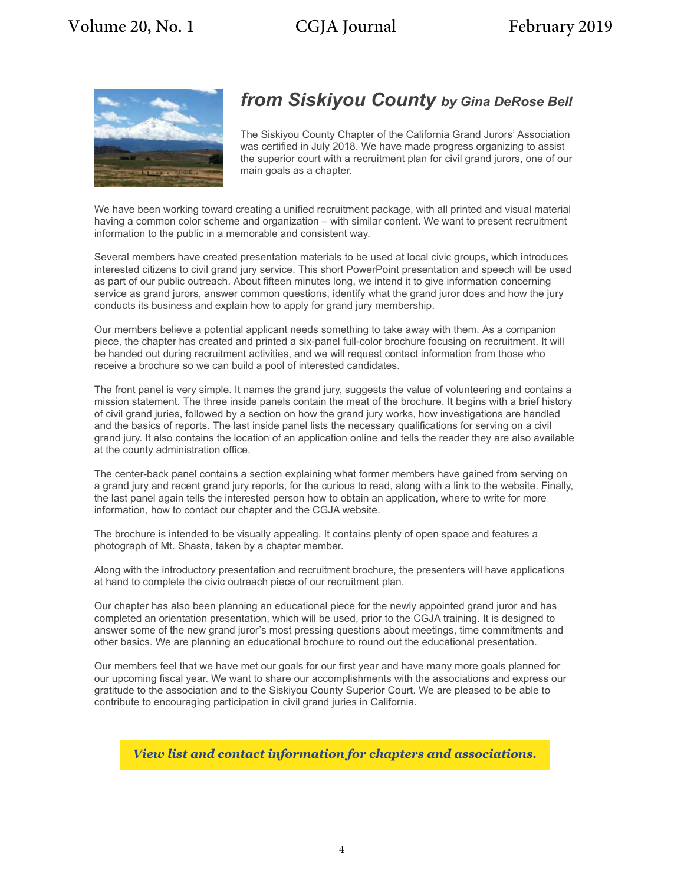## *from Siskiyou County* *by Gina DeRose Bell*

The Siskiyou County Chapter of the California Grand Jurors' Association was certified in July 2018. We have made progress organizing to assist the superior court with a recruitment plan for civil grand jurors, one of our main goals as a chapter.

We have been working toward creating a unified recruitment package, with all printed and visual material having a common color scheme and organization – with similar content. We want to present recruitment information to the public in a memorable and consistent way.

Several members have created presentation materials to be used at local civic groups, which introduces interested citizens to civil grand jury service. This short PowerPoint presentation and speech will be used as part of our public outreach. About fifteen minutes long, we intend it to give information concerning service as grand jurors, answer common questions, identify what the grand juror does and how the jury conducts its business and explain how to apply for grand jury membership.

Our members believe a potential applicant needs something to take away with them. As a companion piece, the chapter has created and printed a six-panel full-color brochure focusing on recruitment. It will be handed out during recruitment activities, and we will request contact information from those who receive a brochure so we can build a pool of interested candidates.

The front panel is very simple. It names the grand jury, suggests the value of volunteering and contains a mission statement. The three inside panels contain the meat of the brochure. It begins with a brief history of civil grand juries, followed by a section on how the grand jury works, how investigations are handled and the basics of reports. The last inside panel lists the necessary qualifications for serving on a civil grand jury. It also contains the location of an application online and tells the reader they are also available at the county administration office.

The center-back panel contains a section explaining what former members have gained from serving on a grand jury and recent grand jury reports, for the curious to read, along with a link to the website. Finally, the last panel again tells the interested person how to obtain an application, where to write for more information, how to contact our chapter and the CGJA website.

The brochure is intended to be visually appealing. It contains plenty of open space and features a photograph of Mt. Shasta, taken by a chapter member.

Along with the introductory presentation and recruitment brochure, the presenters will have applications at hand to complete the civic outreach piece of our recruitment plan.

Our chapter has also been planning an educational piece for the newly appointed grand juror and has completed an orientation presentation, which will be used, prior to the CGJA training. It is designed to answer some of the new grand juror's most pressing questions about meetings, time commitments and other basics. We are planning an educational brochure to round out the educational presentation.

Our members feel that we have met our goals for our first year and have many more goals planned for our upcoming fiscal year. We want to share our accomplishments with the associations and express our gratitude to the association and to the Siskiyou County Superior Court. We are pleased to be able to contribute to encouraging participation in civil grand juries in California.

***View list and contact information for chapters and associations.***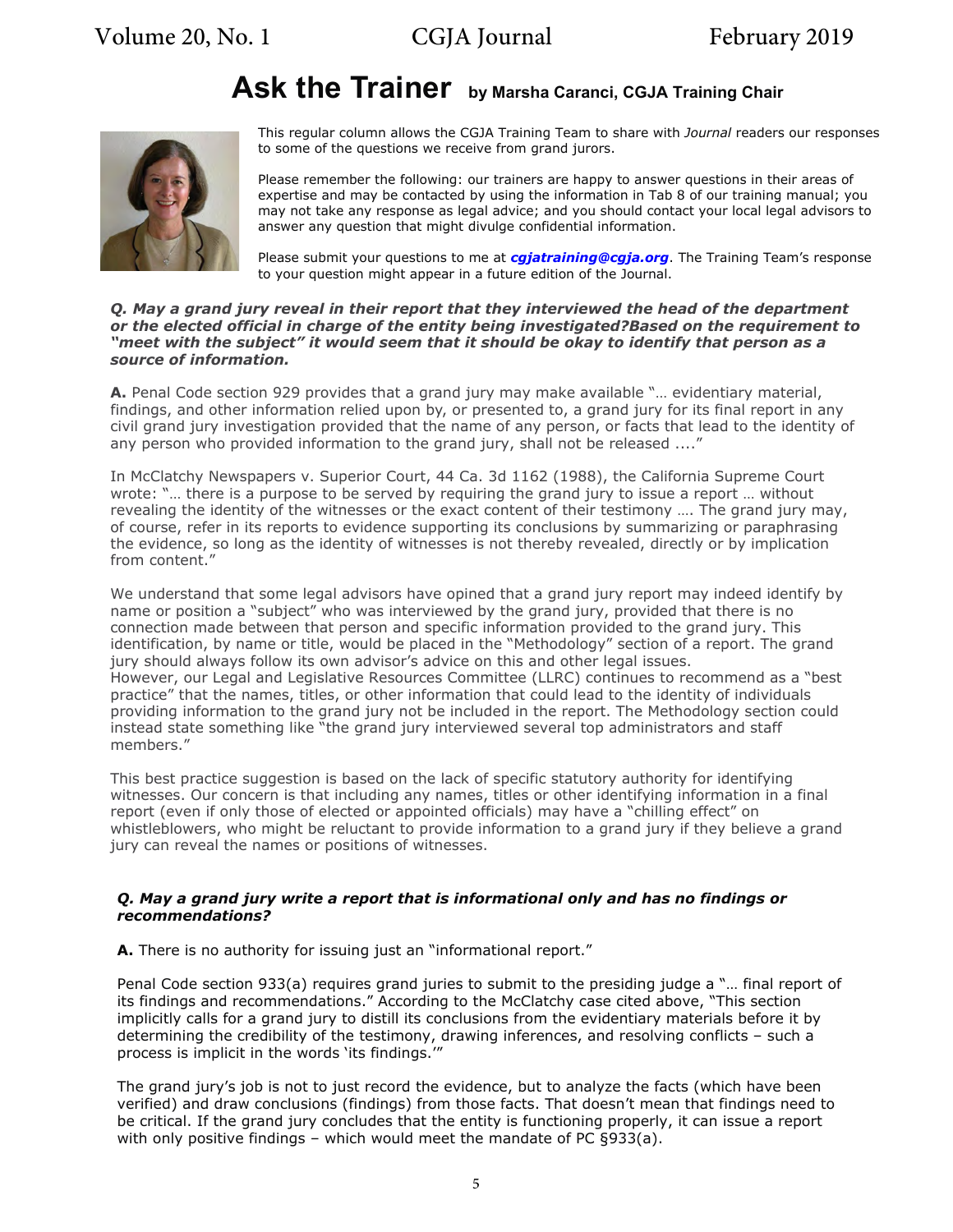# Ask the Trainer by Marsha Caranci, CGJA Training Chair

This regular column allows the CGJA Training Team to share with *Journal* readers our responses to some of the questions we receive from grand jurors.

Please remember the following: our trainers are happy to answer questions in their areas of expertise and may be contacted by using the information in Tab 8 of our training manual; you may not take any response as legal advice; and you should contact your local legal advisors to answer any question that might divulge confidential information.

Please submit your questions to me at ***cgjatraining@cgja.org***. The Training Team's response to your question might appear in a future edition of the Journal.

***Q. May a grand jury reveal in their report that they interviewed the head of the department or the elected official in charge of the entity being investigated?Based on the requirement to "meet with the subject" it would seem that it should be okay to identify that person as a source of information.***

**A.** Penal Code section 929 provides that a grand jury may make available "… evidentiary material, findings, and other information relied upon by, or presented to, a grand jury for its final report in any civil grand jury investigation provided that the name of any person, or facts that lead to the identity of any person who provided information to the grand jury, shall not be released ...."

In McClatchy Newspapers v. Superior Court, 44 Ca. 3d 1162 (1988), the California Supreme Court wrote: "… there is a purpose to be served by requiring the grand jury to issue a report … without revealing the identity of the witnesses or the exact content of their testimony …. The grand jury may, of course, refer in its reports to evidence supporting its conclusions by summarizing or paraphrasing the evidence, so long as the identity of witnesses is not thereby revealed, directly or by implication from content."

We understand that some legal advisors have opined that a grand jury report may indeed identify by name or position a "subject" who was interviewed by the grand jury, provided that there is no connection made between that person and specific information provided to the grand jury. This identification, by name or title, would be placed in the "Methodology" section of a report. The grand jury should always follow its own advisor's advice on this and other legal issues.
However, our Legal and Legislative Resources Committee (LLRC) continues to recommend as a "best practice" that the names, titles, or other information that could lead to the identity of individuals providing information to the grand jury not be included in the report. The Methodology section could instead state something like "the grand jury interviewed several top administrators and staff members."

This best practice suggestion is based on the lack of specific statutory authority for identifying witnesses. Our concern is that including any names, titles or other identifying information in a final report (even if only those of elected or appointed officials) may have a "chilling effect" on whistleblowers, who might be reluctant to provide information to a grand jury if they believe a grand jury can reveal the names or positions of witnesses.

***Q. May a grand jury write a report that is informational only and has no findings or recommendations?***

**A.** There is no authority for issuing just an "informational report."

Penal Code section 933(a) requires grand juries to submit to the presiding judge a "… final report of its findings and recommendations." According to the McClatchy case cited above, "This section implicitly calls for a grand jury to distill its conclusions from the evidentiary materials before it by determining the credibility of the testimony, drawing inferences, and resolving conflicts – such a process is implicit in the words 'its findings.'"

The grand jury's job is not to just record the evidence, but to analyze the facts (which have been verified) and draw conclusions (findings) from those facts. That doesn't mean that findings need to be critical. If the grand jury concludes that the entity is functioning properly, it can issue a report with only positive findings – which would meet the mandate of PC §933(a).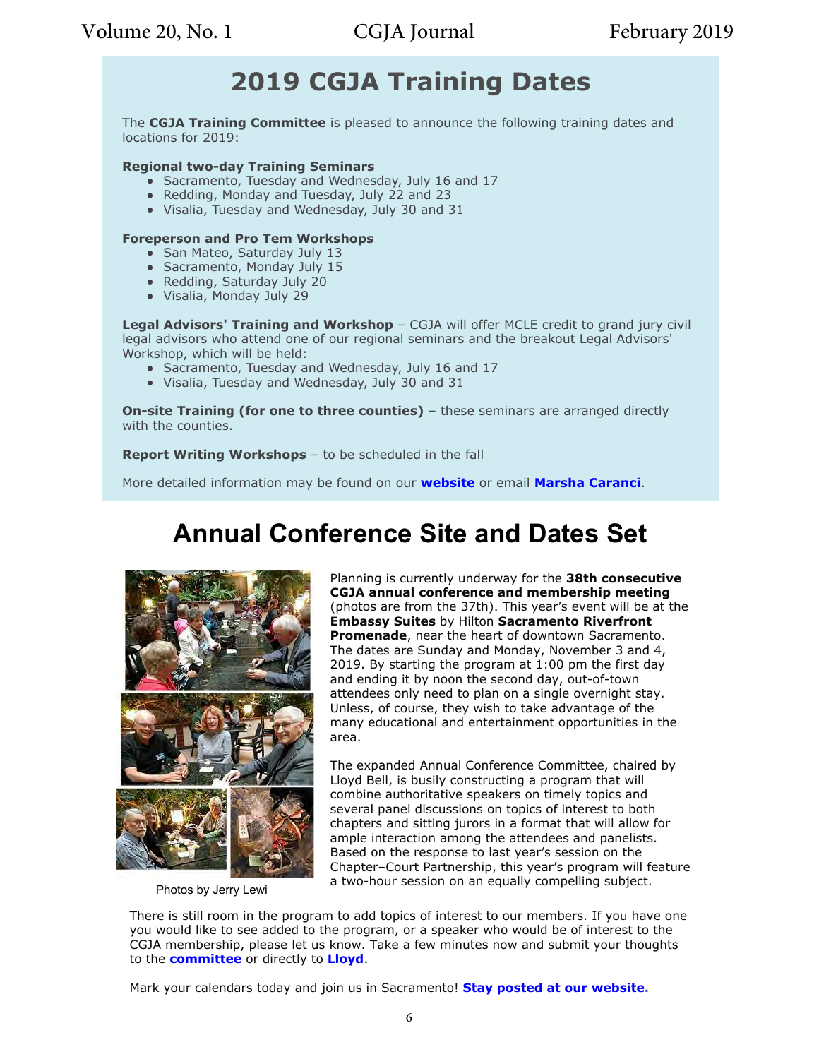## 2019 CGJA Training Dates

The **CGJA Training Committee** is pleased to announce the following training dates and locations for 2019:

**Regional two-day Training Seminars**

- Sacramento, Tuesday and Wednesday, July 16 and 17
- Redding, Monday and Tuesday, July 22 and 23
- Visalia, Tuesday and Wednesday, July 30 and 31

**Foreperson and Pro Tem Workshops**

- San Mateo, Saturday July 13
- Sacramento, Monday July 15
- Redding, Saturday July 20
- Visalia, Monday July 29

**Legal Advisors' Training and Workshop** – CGJA will offer MCLE credit to grand jury civil legal advisors who attend one of our regional seminars and the breakout Legal Advisors' Workshop, which will be held:

- Sacramento, Tuesday and Wednesday, July 16 and 17
- Visalia, Tuesday and Wednesday, July 30 and 31

**On-site Training (for one to three counties)** – these seminars are arranged directly with the counties.

**Report Writing Workshops** – to be scheduled in the fall

More detailed information may be found on our **website** or email **Marsha Caranci**.

# Annual Conference Site and Dates Set

Photos by Jerry Lewi

Planning is currently underway for the **38th consecutive CGJA annual conference and membership meeting** (photos are from the 37th). This year's event will be at the **Embassy Suites** by Hilton **Sacramento Riverfront Promenade**, near the heart of downtown Sacramento. The dates are Sunday and Monday, November 3 and 4, 2019. By starting the program at 1:00 pm the first day and ending it by noon the second day, out-of-town attendees only need to plan on a single overnight stay. Unless, of course, they wish to take advantage of the many educational and entertainment opportunities in the area.

The expanded Annual Conference Committee, chaired by Lloyd Bell, is busily constructing a program that will combine authoritative speakers on timely topics and several panel discussions on topics of interest to both chapters and sitting jurors in a format that will allow for ample interaction among the attendees and panelists. Based on the response to last year's session on the Chapter–Court Partnership, this year's program will feature a two-hour session on an equally compelling subject.

There is still room in the program to add topics of interest to our members. If you have one you would like to see added to the program, or a speaker who would be of interest to the CGJA membership, please let us know. Take a few minutes now and submit your thoughts to the **committee** or directly to **Lloyd**.

Mark your calendars today and join us in Sacramento! **Stay posted at our website.**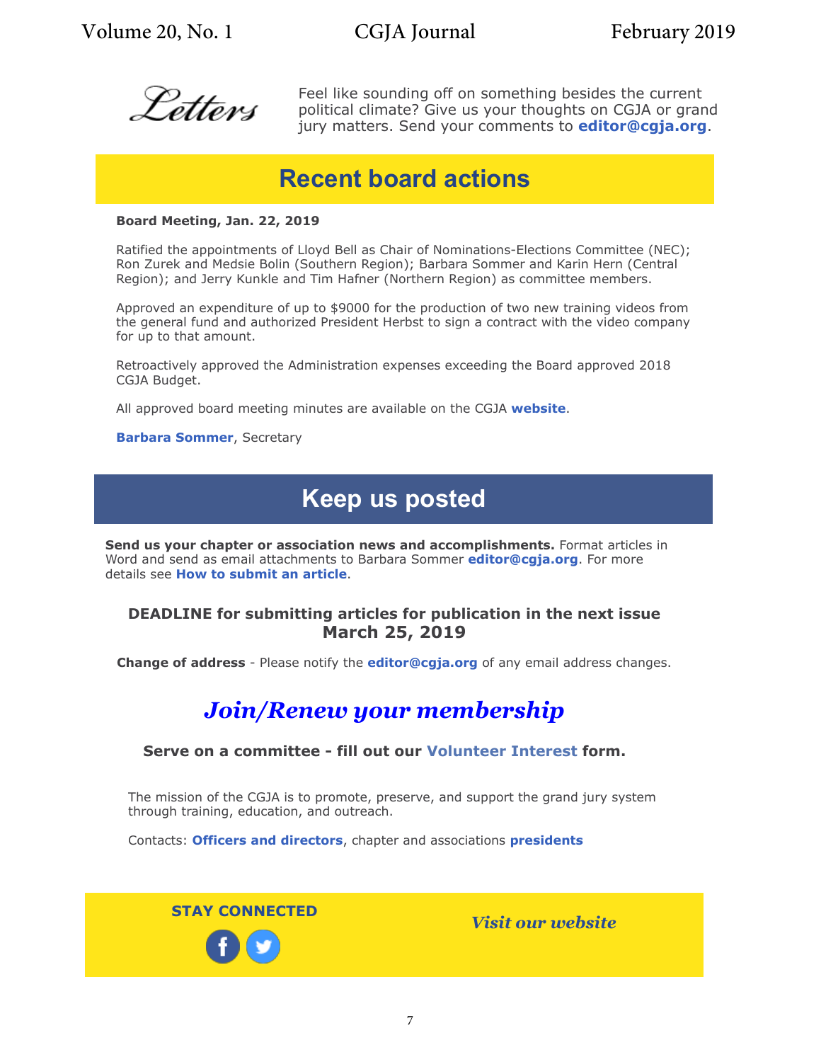## Letters

Feel like sounding off on something besides the current political climate? Give us your thoughts on CGJA or grand jury matters. Send your comments to **editor@cgja.org**.

## Recent board actions

**Board Meeting, Jan. 22, 2019**

Ratified the appointments of Lloyd Bell as Chair of Nominations-Elections Committee (NEC); Ron Zurek and Medsie Bolin (Southern Region); Barbara Sommer and Karin Hern (Central Region); and Jerry Kunkle and Tim Hafner (Northern Region) as committee members.

Approved an expenditure of up to $9000 for the production of two new training videos from the general fund and authorized President Herbst to sign a contract with the video company for up to that amount.

Retroactively approved the Administration expenses exceeding the Board approved 2018 CGJA Budget.

All approved board meeting minutes are available on the CGJA **website**.

**Barbara Sommer**, Secretary

## Keep us posted

**Send us your chapter or association news and accomplishments.** Format articles in Word and send as email attachments to Barbara Sommer **editor@cgja.org**. For more details see **How to submit an article**.

**DEADLINE for submitting articles for publication in the next issue**
**March 25, 2019**

**Change of address** - Please notify the **editor@cgja.org** of any email address changes.

## *Join/Renew your membership*

**Serve on a committee - fill out our Volunteer Interest form.**

The mission of the CGJA is to promote, preserve, and support the grand jury system through training, education, and outreach.

Contacts: **Officers and directors**, chapter and associations **presidents**

**STAY CONNECTED**

***Visit our website***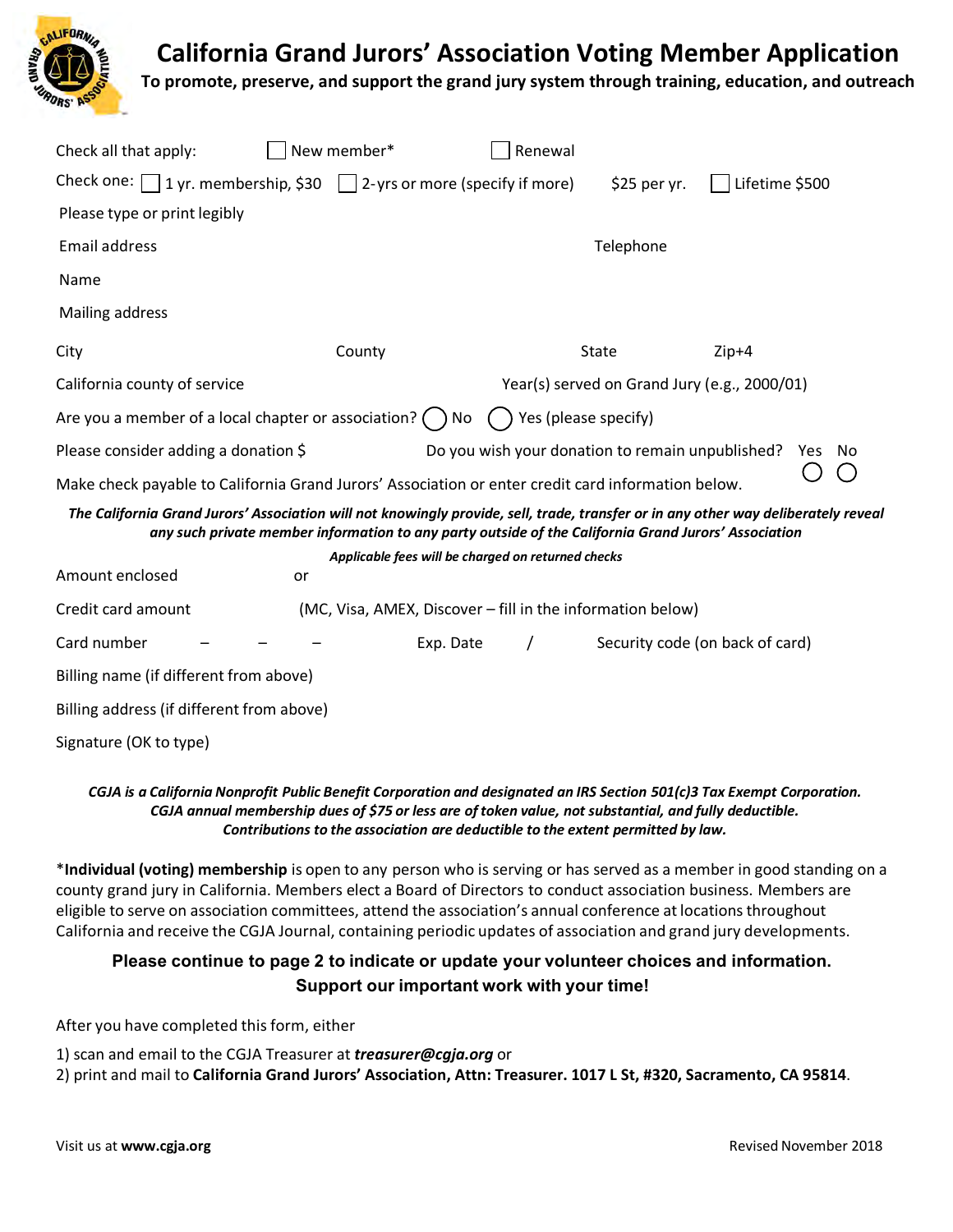# California Grand Jurors' Association Voting Member Application

**To promote, preserve, and support the grand jury system through training, education, and outreach**

Check all that apply: ☐ New member* ☐ Renewal

Check one: ☐ 1 yr. membership, $30 ☐ 2-yrs or more (specify if more) $25 per yr. ☐ Lifetime $500

Please type or print legibly

Email address Telephone

Name

Mailing address

City County State Zip+4

California county of service Year(s) served on Grand Jury (e.g., 2000/01)

Are you a member of a local chapter or association? ◯ No ◯ Yes (please specify)

Please consider adding a donation $ Do you wish your donation to remain unpublished? Yes ◯ No ◯

Make check payable to California Grand Jurors' Association or enter credit card information below.

***The California Grand Jurors' Association will not knowingly provide, sell, trade, transfer or in any other way deliberately reveal any such private member information to any party outside of the California Grand Jurors' Association***

***Applicable fees will be charged on returned checks***

Amount enclosed or

Credit card amount (MC, Visa, AMEX, Discover – fill in the information below)

Card number – – – Exp. Date / Security code (on back of card)

Billing name (if different from above)

Billing address (if different from above)

Signature (OK to type)

***CGJA is a California Nonprofit Public Benefit Corporation and designated an IRS Section 501(c)3 Tax Exempt Corporation. CGJA annual membership dues of $75 or less are of token value, not substantial, and fully deductible. Contributions to the association are deductible to the extent permitted by law.***

*__Individual (voting) membership__ is open to any person who is serving or has served as a member in good standing on a county grand jury in California. Members elect a Board of Directors to conduct association business. Members are eligible to serve on association committees, attend the association's annual conference at locations throughout California and receive the CGJA Journal, containing periodic updates of association and grand jury developments.

**Please continue to page 2 to indicate or update your volunteer choices and information. Support our important work with your time!**

After you have completed this form, either

1) scan and email to the CGJA Treasurer at ***treasurer@cgja.org*** or
2) print and mail to **California Grand Jurors' Association, Attn: Treasurer. 1017 L St, #320, Sacramento, CA 95814**.

Visit us at **www.cgja.org**

Revised November 2018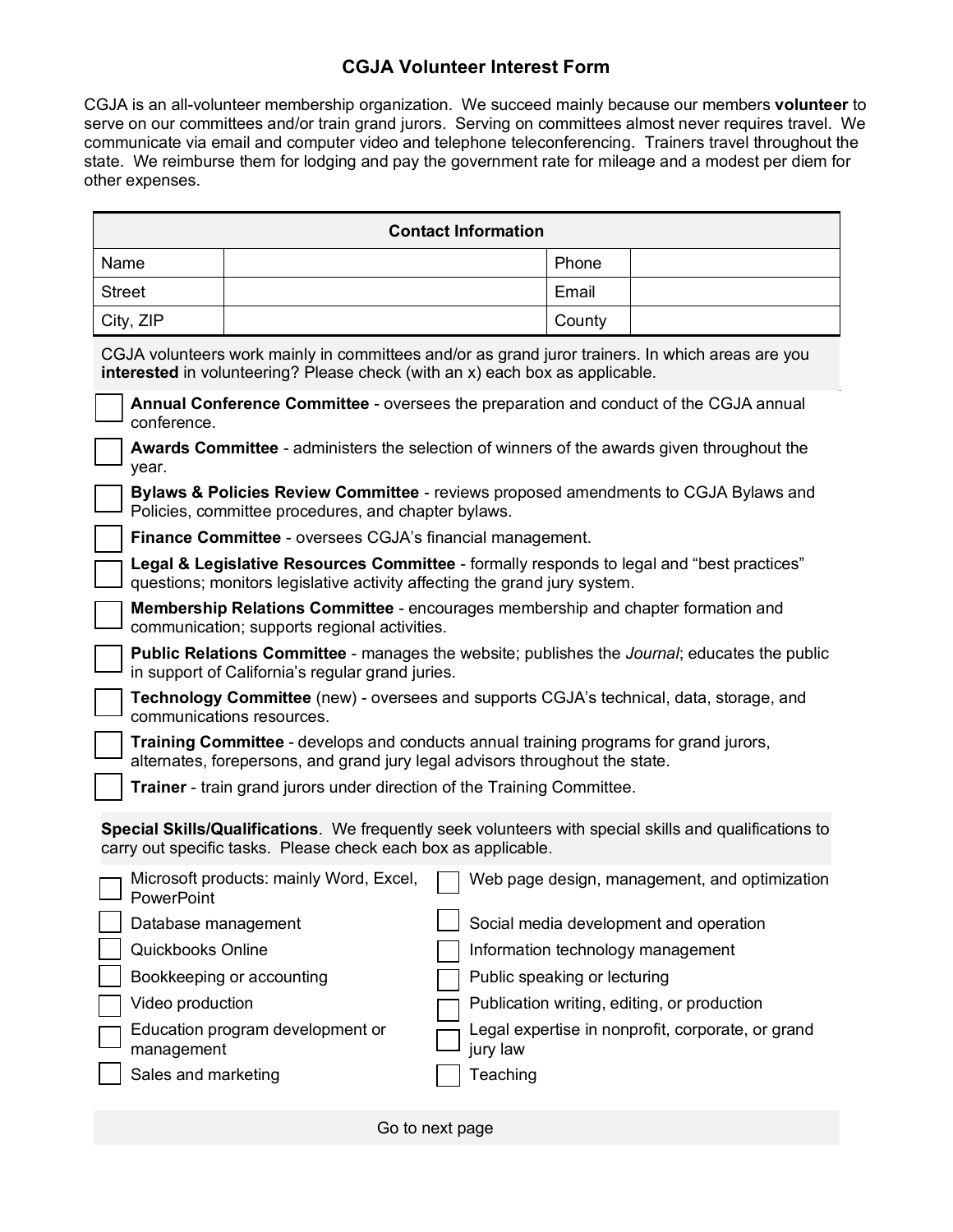## CGJA Volunteer Interest Form

CGJA is an all-volunteer membership organization. We succeed mainly because our members **volunteer** to serve on our committees and/or train grand jurors. Serving on committees almost never requires travel. We communicate via email and computer video and telephone teleconferencing. Trainers travel throughout the state. We reimburse them for lodging and pay the government rate for mileage and a modest per diem for other expenses.

| **Contact Information** | | | |
|---|---|---|---|
| Name | | Phone | |
| Street | | Email | |
| City, ZIP | | County | |

CGJA volunteers work mainly in committees and/or as grand juror trainers. In which areas are you **interested** in volunteering? Please check (with an x) each box as applicable.

- ☐ **Annual Conference Committee** - oversees the preparation and conduct of the CGJA annual conference.
- ☐ **Awards Committee** - administers the selection of winners of the awards given throughout the year.
- ☐ **Bylaws & Policies Review Committee** - reviews proposed amendments to CGJA Bylaws and Policies, committee procedures, and chapter bylaws.
- ☐ **Finance Committee** - oversees CGJA's financial management.
- ☐ **Legal & Legislative Resources Committee** - formally responds to legal and "best practices" questions; monitors legislative activity affecting the grand jury system.
- ☐ **Membership Relations Committee** - encourages membership and chapter formation and communication; supports regional activities.
- ☐ **Public Relations Committee** - manages the website; publishes the *Journal*; educates the public in support of California's regular grand juries.
- ☐ **Technology Committee** (new) - oversees and supports CGJA's technical, data, storage, and communications resources.
- ☐ **Training Committee** - develops and conducts annual training programs for grand jurors, alternates, forepersons, and grand jury legal advisors throughout the state.
- ☐ **Trainer** - train grand jurors under direction of the Training Committee.

**Special Skills/Qualifications**. We frequently seek volunteers with special skills and qualifications to carry out specific tasks. Please check each box as applicable.

- ☐ Microsoft products: mainly Word, Excel, PowerPoint
- ☐ Database management
- ☐ Quickbooks Online
- ☐ Bookkeeping or accounting
- ☐ Video production
- ☐ Education program development or management
- ☐ Sales and marketing
- ☐ Web page design, management, and optimization
- ☐ Social media development and operation
- ☐ Information technology management
- ☐ Public speaking or lecturing
- ☐ Publication writing, editing, or production
- ☐ Legal expertise in nonprofit, corporate, or grand jury law
- ☐ Teaching

Go to next page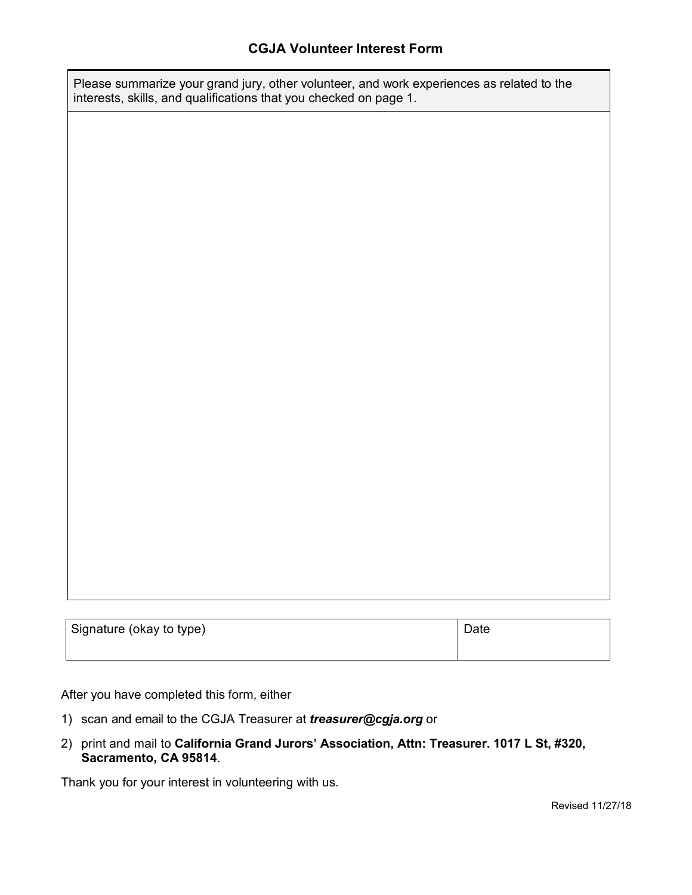## CGJA Volunteer Interest Form

| Please summarize your grand jury, other volunteer, and work experiences as related to the interests, skills, and qualifications that you checked on page 1. |
| --- |
| |

| Signature (okay to type) | Date |
| --- | --- |
| | |

After you have completed this form, either

1) scan and email to the CGJA Treasurer at ***treasurer@cgja.org*** or
2) print and mail to **California Grand Jurors' Association, Attn: Treasurer. 1017 L St, #320, Sacramento, CA 95814**.

Thank you for your interest in volunteering with us.

Revised 11/27/18